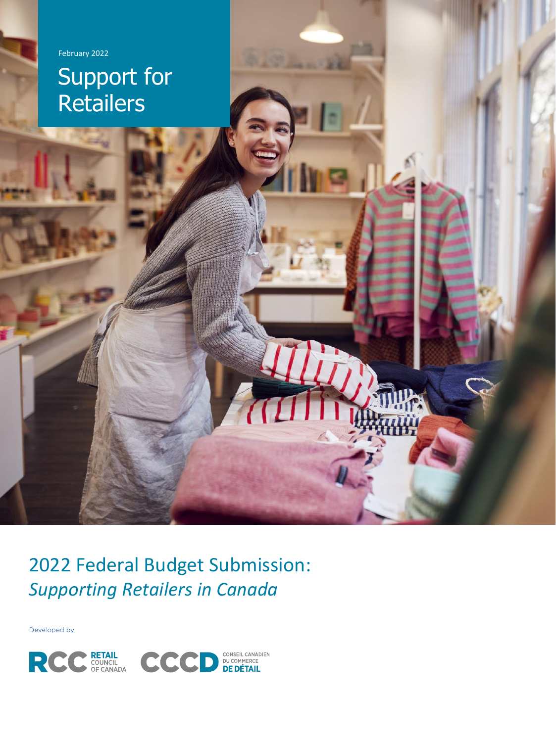February 2022

# Support for Retailers

## 2022 Federal Budget Submission: *Supporting Retailers in Canada*

Developed by

RCC RETAIL COUNCIL OF CANADA

CCCD CONSEIL CANADIEN DU COMMERCE DE DÉTAIL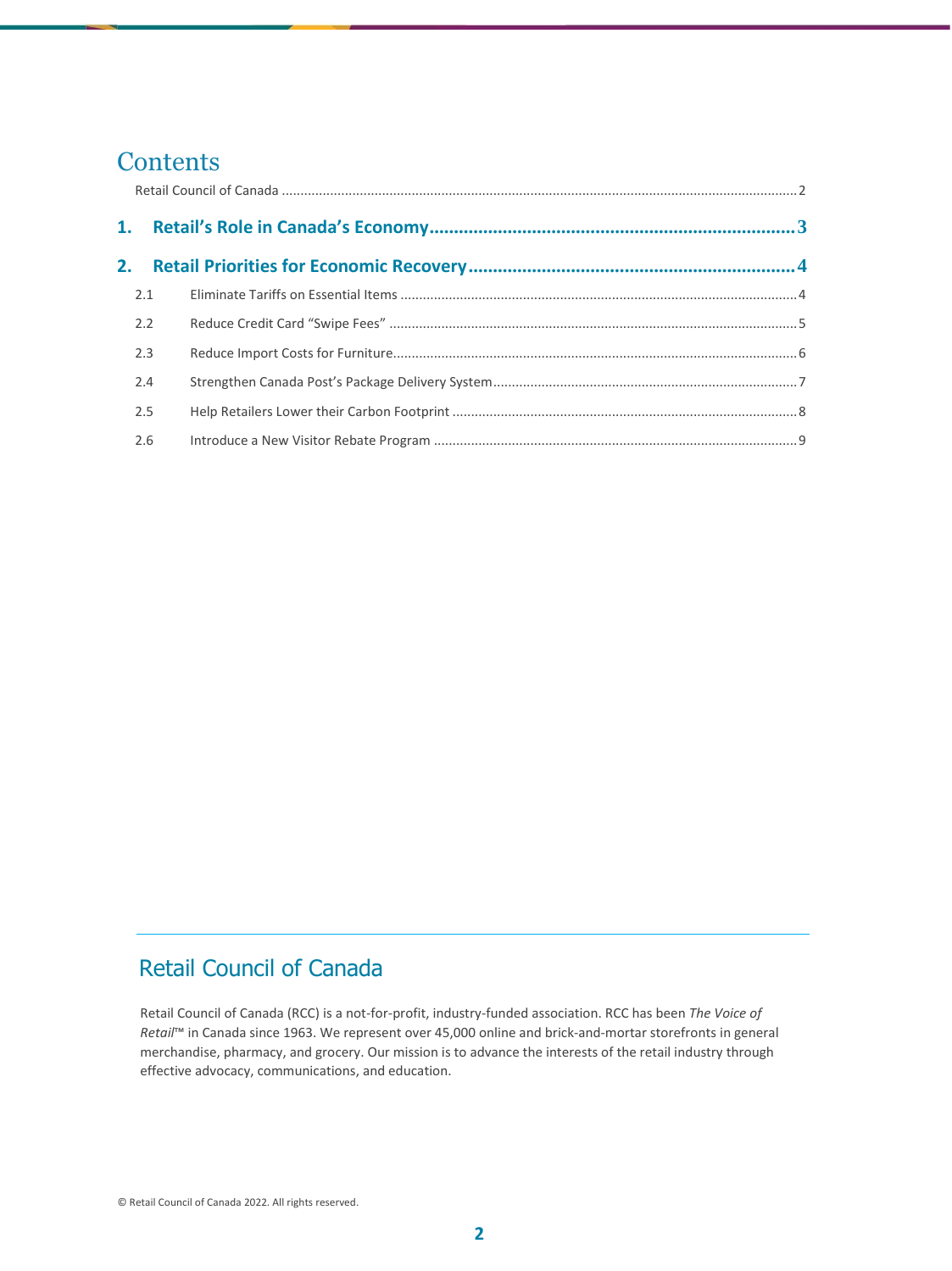# Contents

Retail Council of Canada ........................................................................................................................................2

**1. Retail's Role in Canada's Economy.............................................................................3**

**2. Retail Priorities for Economic Recovery....................................................................4**

2.1 Eliminate Tariffs on Essential Items ..........................................................................................................4

2.2 Reduce Credit Card "Swipe Fees" ..............................................................................................................5

2.3 Reduce Import Costs for Furniture.............................................................................................................6

2.4 Strengthen Canada Post's Package Delivery System..................................................................................7

2.5 Help Retailers Lower their Carbon Footprint .............................................................................................8

2.6 Introduce a New Visitor Rebate Program ..................................................................................................9

## Retail Council of Canada

Retail Council of Canada (RCC) is a not-for-profit, industry-funded association. RCC has been *The Voice of Retail*™ in Canada since 1963. We represent over 45,000 online and brick-and-mortar storefronts in general merchandise, pharmacy, and grocery. Our mission is to advance the interests of the retail industry through effective advocacy, communications, and education.

© Retail Council of Canada 2022. All rights reserved.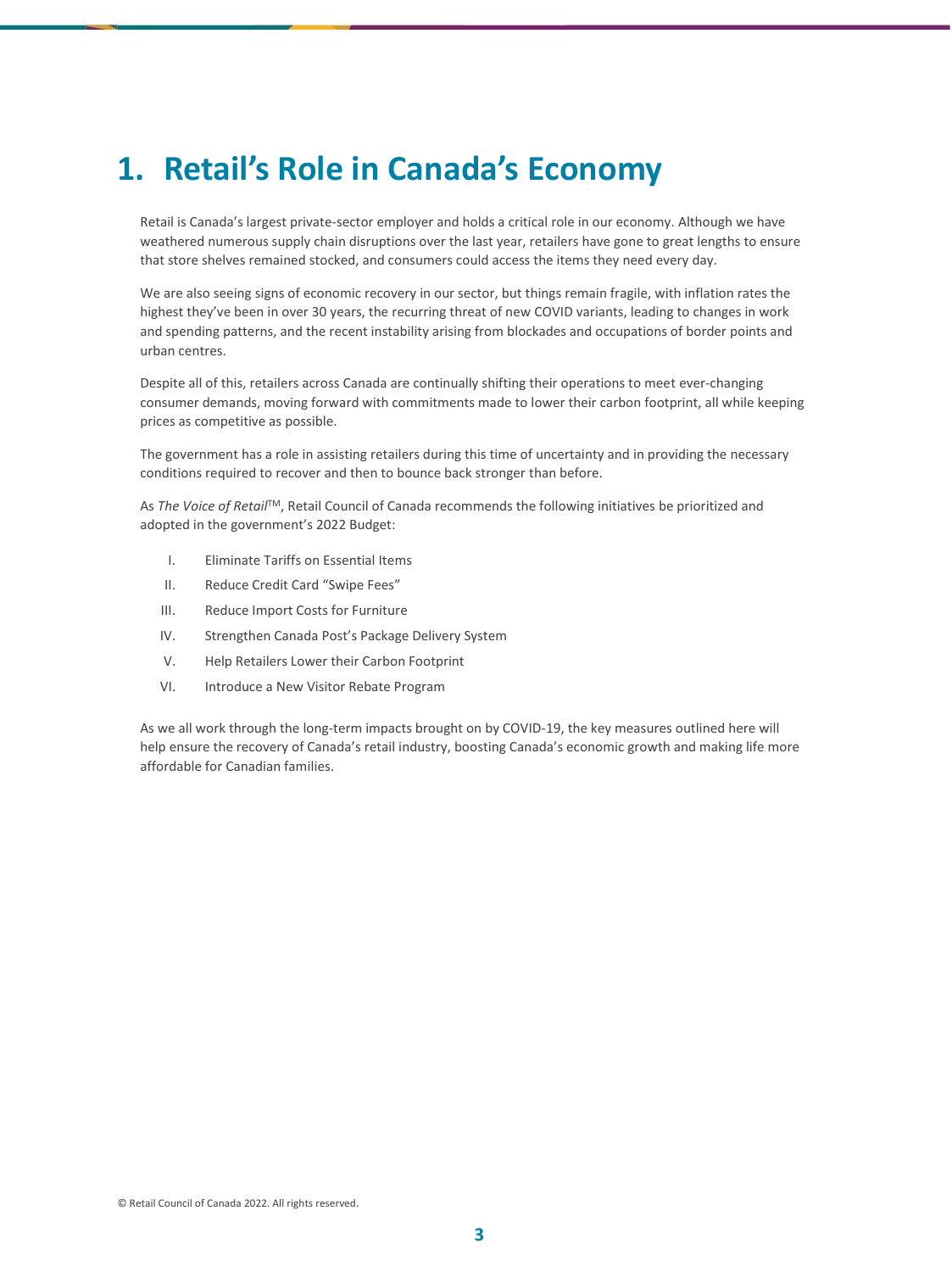# 1. Retail's Role in Canada's Economy

Retail is Canada's largest private-sector employer and holds a critical role in our economy. Although we have weathered numerous supply chain disruptions over the last year, retailers have gone to great lengths to ensure that store shelves remained stocked, and consumers could access the items they need every day.

We are also seeing signs of economic recovery in our sector, but things remain fragile, with inflation rates the highest they've been in over 30 years, the recurring threat of new COVID variants, leading to changes in work and spending patterns, and the recent instability arising from blockades and occupations of border points and urban centres.

Despite all of this, retailers across Canada are continually shifting their operations to meet ever-changing consumer demands, moving forward with commitments made to lower their carbon footprint, all while keeping prices as competitive as possible.

The government has a role in assisting retailers during this time of uncertainty and in providing the necessary conditions required to recover and then to bounce back stronger than before.

As *The Voice of Retail*™, Retail Council of Canada recommends the following initiatives be prioritized and adopted in the government's 2022 Budget:

I. Eliminate Tariffs on Essential Items
II. Reduce Credit Card "Swipe Fees"
III. Reduce Import Costs for Furniture
IV. Strengthen Canada Post's Package Delivery System
V. Help Retailers Lower their Carbon Footprint
VI. Introduce a New Visitor Rebate Program

As we all work through the long-term impacts brought on by COVID-19, the key measures outlined here will help ensure the recovery of Canada's retail industry, boosting Canada's economic growth and making life more affordable for Canadian families.

© Retail Council of Canada 2022. All rights reserved.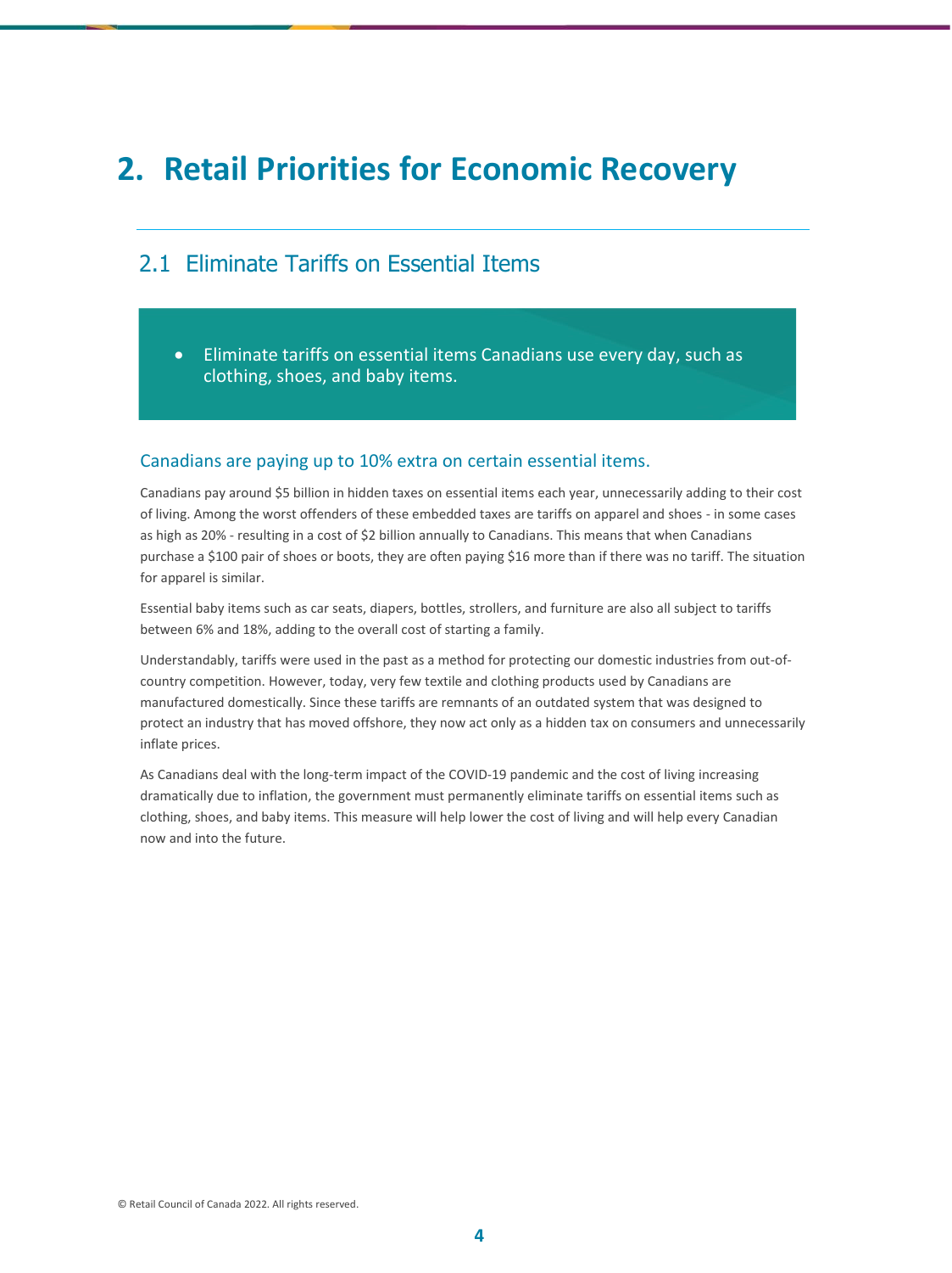# 2. Retail Priorities for Economic Recovery

## 2.1 Eliminate Tariffs on Essential Items

- Eliminate tariffs on essential items Canadians use every day, such as clothing, shoes, and baby items.

### Canadians are paying up to 10% extra on certain essential items.

Canadians pay around $5 billion in hidden taxes on essential items each year, unnecessarily adding to their cost of living. Among the worst offenders of these embedded taxes are tariffs on apparel and shoes - in some cases as high as 20% - resulting in a cost of $2 billion annually to Canadians. This means that when Canadians purchase a $100 pair of shoes or boots, they are often paying $16 more than if there was no tariff. The situation for apparel is similar.

Essential baby items such as car seats, diapers, bottles, strollers, and furniture are also all subject to tariffs between 6% and 18%, adding to the overall cost of starting a family.

Understandably, tariffs were used in the past as a method for protecting our domestic industries from out-of-country competition. However, today, very few textile and clothing products used by Canadians are manufactured domestically. Since these tariffs are remnants of an outdated system that was designed to protect an industry that has moved offshore, they now act only as a hidden tax on consumers and unnecessarily inflate prices.

As Canadians deal with the long-term impact of the COVID-19 pandemic and the cost of living increasing dramatically due to inflation, the government must permanently eliminate tariffs on essential items such as clothing, shoes, and baby items. This measure will help lower the cost of living and will help every Canadian now and into the future.

© Retail Council of Canada 2022. All rights reserved.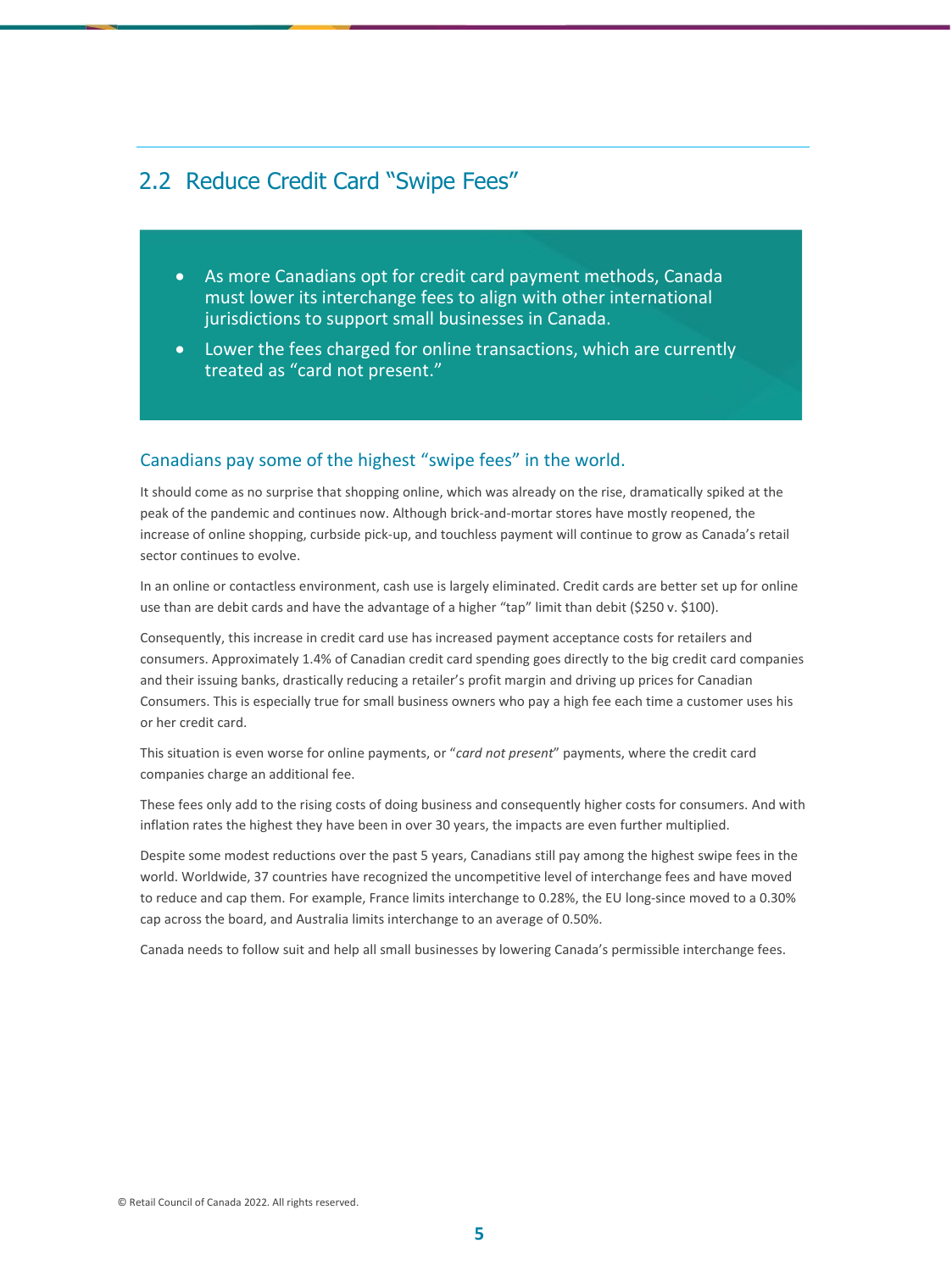## 2.2 Reduce Credit Card "Swipe Fees"

- As more Canadians opt for credit card payment methods, Canada must lower its interchange fees to align with other international jurisdictions to support small businesses in Canada.
- Lower the fees charged for online transactions, which are currently treated as "card not present."

### Canadians pay some of the highest "swipe fees" in the world.

It should come as no surprise that shopping online, which was already on the rise, dramatically spiked at the peak of the pandemic and continues now. Although brick-and-mortar stores have mostly reopened, the increase of online shopping, curbside pick-up, and touchless payment will continue to grow as Canada's retail sector continues to evolve.

In an online or contactless environment, cash use is largely eliminated. Credit cards are better set up for online use than are debit cards and have the advantage of a higher "tap" limit than debit ($250 v. $100).

Consequently, this increase in credit card use has increased payment acceptance costs for retailers and consumers. Approximately 1.4% of Canadian credit card spending goes directly to the big credit card companies and their issuing banks, drastically reducing a retailer's profit margin and driving up prices for Canadian Consumers. This is especially true for small business owners who pay a high fee each time a customer uses his or her credit card.

This situation is even worse for online payments, or "*card not present*" payments, where the credit card companies charge an additional fee.

These fees only add to the rising costs of doing business and consequently higher costs for consumers. And with inflation rates the highest they have been in over 30 years, the impacts are even further multiplied.

Despite some modest reductions over the past 5 years, Canadians still pay among the highest swipe fees in the world. Worldwide, 37 countries have recognized the uncompetitive level of interchange fees and have moved to reduce and cap them. For example, France limits interchange to 0.28%, the EU long-since moved to a 0.30% cap across the board, and Australia limits interchange to an average of 0.50%.

Canada needs to follow suit and help all small businesses by lowering Canada's permissible interchange fees.

© Retail Council of Canada 2022. All rights reserved.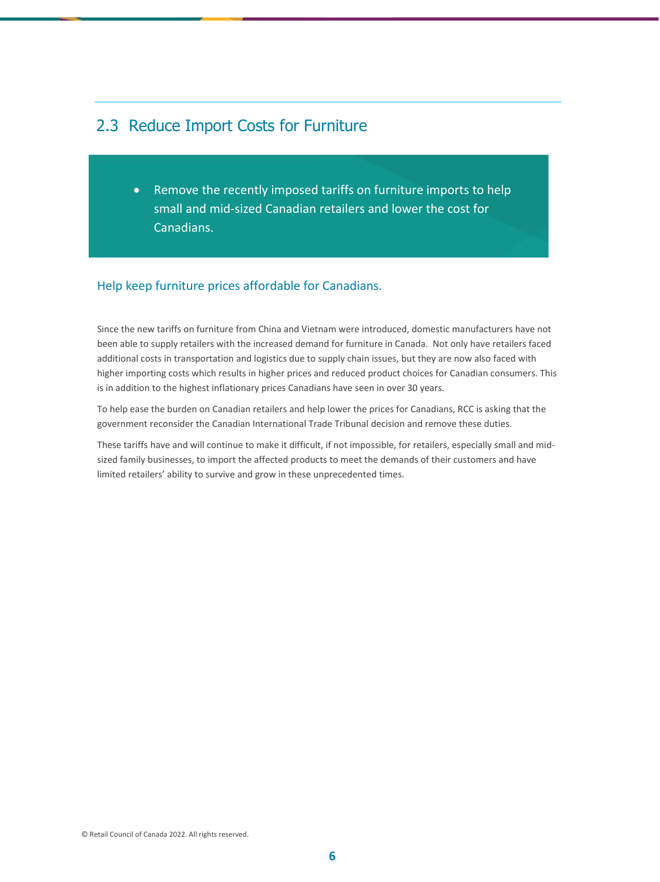## 2.3 Reduce Import Costs for Furniture

- Remove the recently imposed tariffs on furniture imports to help small and mid-sized Canadian retailers and lower the cost for Canadians.

### Help keep furniture prices affordable for Canadians.

Since the new tariffs on furniture from China and Vietnam were introduced, domestic manufacturers have not been able to supply retailers with the increased demand for furniture in Canada. Not only have retailers faced additional costs in transportation and logistics due to supply chain issues, but they are now also faced with higher importing costs which results in higher prices and reduced product choices for Canadian consumers. This is in addition to the highest inflationary prices Canadians have seen in over 30 years.

To help ease the burden on Canadian retailers and help lower the prices for Canadians, RCC is asking that the government reconsider the Canadian International Trade Tribunal decision and remove these duties.

These tariffs have and will continue to make it difficult, if not impossible, for retailers, especially small and mid-sized family businesses, to import the affected products to meet the demands of their customers and have limited retailers' ability to survive and grow in these unprecedented times.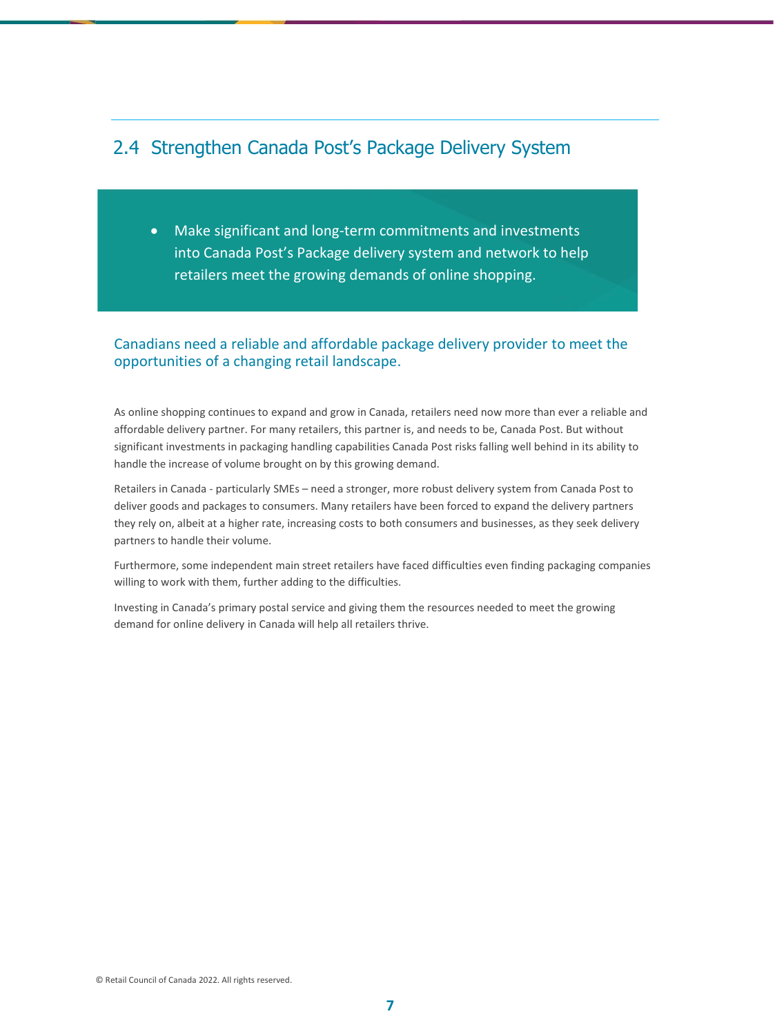## 2.4 Strengthen Canada Post's Package Delivery System

- Make significant and long-term commitments and investments into Canada Post's Package delivery system and network to help retailers meet the growing demands of online shopping.

### Canadians need a reliable and affordable package delivery provider to meet the opportunities of a changing retail landscape.

As online shopping continues to expand and grow in Canada, retailers need now more than ever a reliable and affordable delivery partner. For many retailers, this partner is, and needs to be, Canada Post. But without significant investments in packaging handling capabilities Canada Post risks falling well behind in its ability to handle the increase of volume brought on by this growing demand.

Retailers in Canada - particularly SMEs – need a stronger, more robust delivery system from Canada Post to deliver goods and packages to consumers. Many retailers have been forced to expand the delivery partners they rely on, albeit at a higher rate, increasing costs to both consumers and businesses, as they seek delivery partners to handle their volume.

Furthermore, some independent main street retailers have faced difficulties even finding packaging companies willing to work with them, further adding to the difficulties.

Investing in Canada's primary postal service and giving them the resources needed to meet the growing demand for online delivery in Canada will help all retailers thrive.

© Retail Council of Canada 2022. All rights reserved.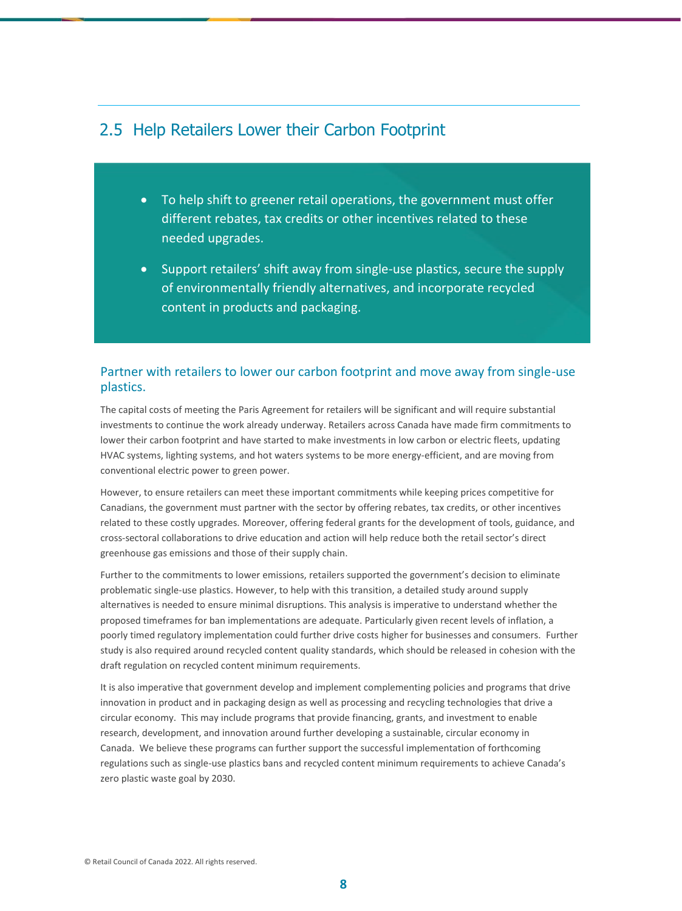## 2.5 Help Retailers Lower their Carbon Footprint

- To help shift to greener retail operations, the government must offer different rebates, tax credits or other incentives related to these needed upgrades.
- Support retailers' shift away from single-use plastics, secure the supply of environmentally friendly alternatives, and incorporate recycled content in products and packaging.

### Partner with retailers to lower our carbon footprint and move away from single-use plastics.

The capital costs of meeting the Paris Agreement for retailers will be significant and will require substantial investments to continue the work already underway. Retailers across Canada have made firm commitments to lower their carbon footprint and have started to make investments in low carbon or electric fleets, updating HVAC systems, lighting systems, and hot waters systems to be more energy-efficient, and are moving from conventional electric power to green power.

However, to ensure retailers can meet these important commitments while keeping prices competitive for Canadians, the government must partner with the sector by offering rebates, tax credits, or other incentives related to these costly upgrades. Moreover, offering federal grants for the development of tools, guidance, and cross-sectoral collaborations to drive education and action will help reduce both the retail sector's direct greenhouse gas emissions and those of their supply chain.

Further to the commitments to lower emissions, retailers supported the government's decision to eliminate problematic single-use plastics. However, to help with this transition, a detailed study around supply alternatives is needed to ensure minimal disruptions. This analysis is imperative to understand whether the proposed timeframes for ban implementations are adequate. Particularly given recent levels of inflation, a poorly timed regulatory implementation could further drive costs higher for businesses and consumers. Further study is also required around recycled content quality standards, which should be released in cohesion with the draft regulation on recycled content minimum requirements.

It is also imperative that government develop and implement complementing policies and programs that drive innovation in product and in packaging design as well as processing and recycling technologies that drive a circular economy. This may include programs that provide financing, grants, and investment to enable research, development, and innovation around further developing a sustainable, circular economy in Canada. We believe these programs can further support the successful implementation of forthcoming regulations such as single-use plastics bans and recycled content minimum requirements to achieve Canada's zero plastic waste goal by 2030.

© Retail Council of Canada 2022. All rights reserved.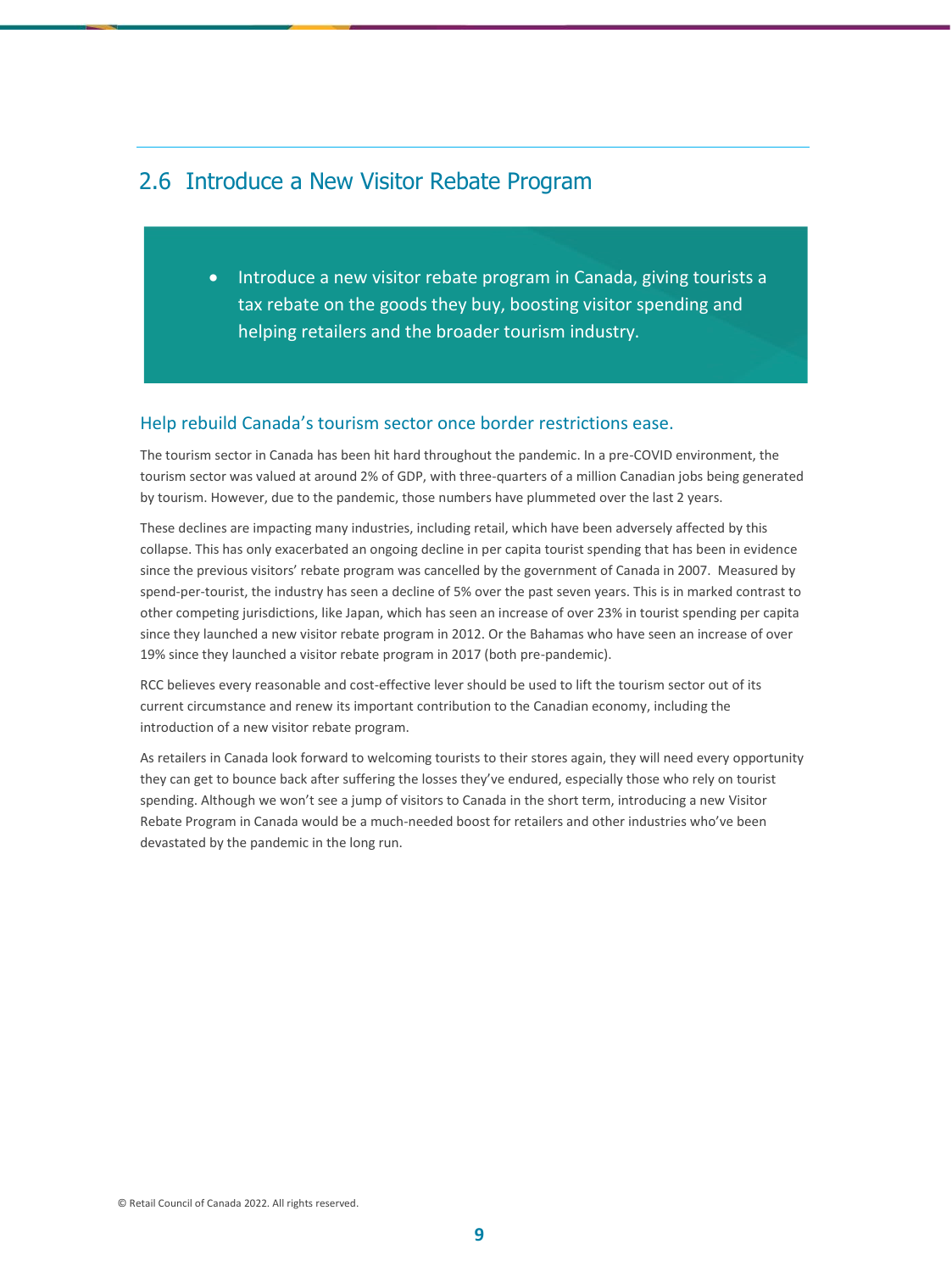## 2.6 Introduce a New Visitor Rebate Program

- Introduce a new visitor rebate program in Canada, giving tourists a tax rebate on the goods they buy, boosting visitor spending and helping retailers and the broader tourism industry.

### Help rebuild Canada's tourism sector once border restrictions ease.

The tourism sector in Canada has been hit hard throughout the pandemic. In a pre-COVID environment, the tourism sector was valued at around 2% of GDP, with three-quarters of a million Canadian jobs being generated by tourism. However, due to the pandemic, those numbers have plummeted over the last 2 years.

These declines are impacting many industries, including retail, which have been adversely affected by this collapse. This has only exacerbated an ongoing decline in per capita tourist spending that has been in evidence since the previous visitors' rebate program was cancelled by the government of Canada in 2007. Measured by spend-per-tourist, the industry has seen a decline of 5% over the past seven years. This is in marked contrast to other competing jurisdictions, like Japan, which has seen an increase of over 23% in tourist spending per capita since they launched a new visitor rebate program in 2012. Or the Bahamas who have seen an increase of over 19% since they launched a visitor rebate program in 2017 (both pre-pandemic).

RCC believes every reasonable and cost-effective lever should be used to lift the tourism sector out of its current circumstance and renew its important contribution to the Canadian economy, including the introduction of a new visitor rebate program.

As retailers in Canada look forward to welcoming tourists to their stores again, they will need every opportunity they can get to bounce back after suffering the losses they've endured, especially those who rely on tourist spending. Although we won't see a jump of visitors to Canada in the short term, introducing a new Visitor Rebate Program in Canada would be a much-needed boost for retailers and other industries who've been devastated by the pandemic in the long run.

© Retail Council of Canada 2022. All rights reserved.